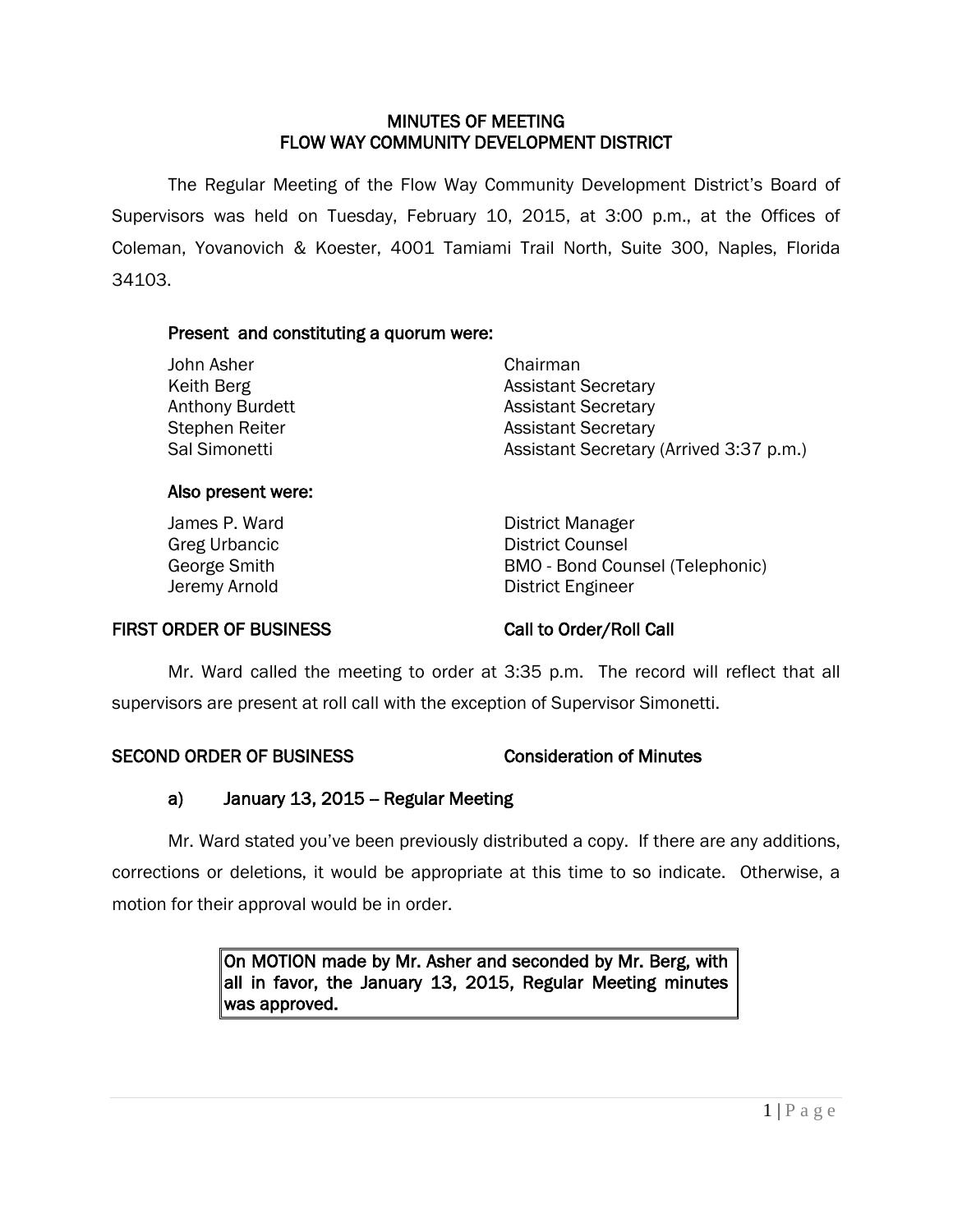# MINUTES OF MEETING
# FLOW WAY COMMUNITY DEVELOPMENT DISTRICT

The Regular Meeting of the Flow Way Community Development District's Board of Supervisors was held on Tuesday, February 10, 2015, at 3:00 p.m., at the Offices of Coleman, Yovanovich & Koester, 4001 Tamiami Trail North, Suite 300, Naples, Florida 34103.

**Present and constituting a quorum were:**

| | |
|---|---|
| John Asher | Chairman |
| Keith Berg | Assistant Secretary |
| Anthony Burdett | Assistant Secretary |
| Stephen Reiter | Assistant Secretary |
| Sal Simonetti | Assistant Secretary (Arrived 3:37 p.m.) |

**Also present were:**

| | |
|---|---|
| James P. Ward | District Manager |
| Greg Urbancic | District Counsel |
| George Smith | BMO - Bond Counsel (Telephonic) |
| Jeremy Arnold | District Engineer |

**FIRST ORDER OF BUSINESS** **Call to Order/Roll Call**

Mr. Ward called the meeting to order at 3:35 p.m. The record will reflect that all supervisors are present at roll call with the exception of Supervisor Simonetti.

**SECOND ORDER OF BUSINESS** **Consideration of Minutes**

**a) January 13, 2015 – Regular Meeting**

Mr. Ward stated you've been previously distributed a copy. If there are any additions, corrections or deletions, it would be appropriate at this time to so indicate. Otherwise, a motion for their approval would be in order.

> **On MOTION made by Mr. Asher and seconded by Mr. Berg, with all in favor, the January 13, 2015, Regular Meeting minutes was approved.**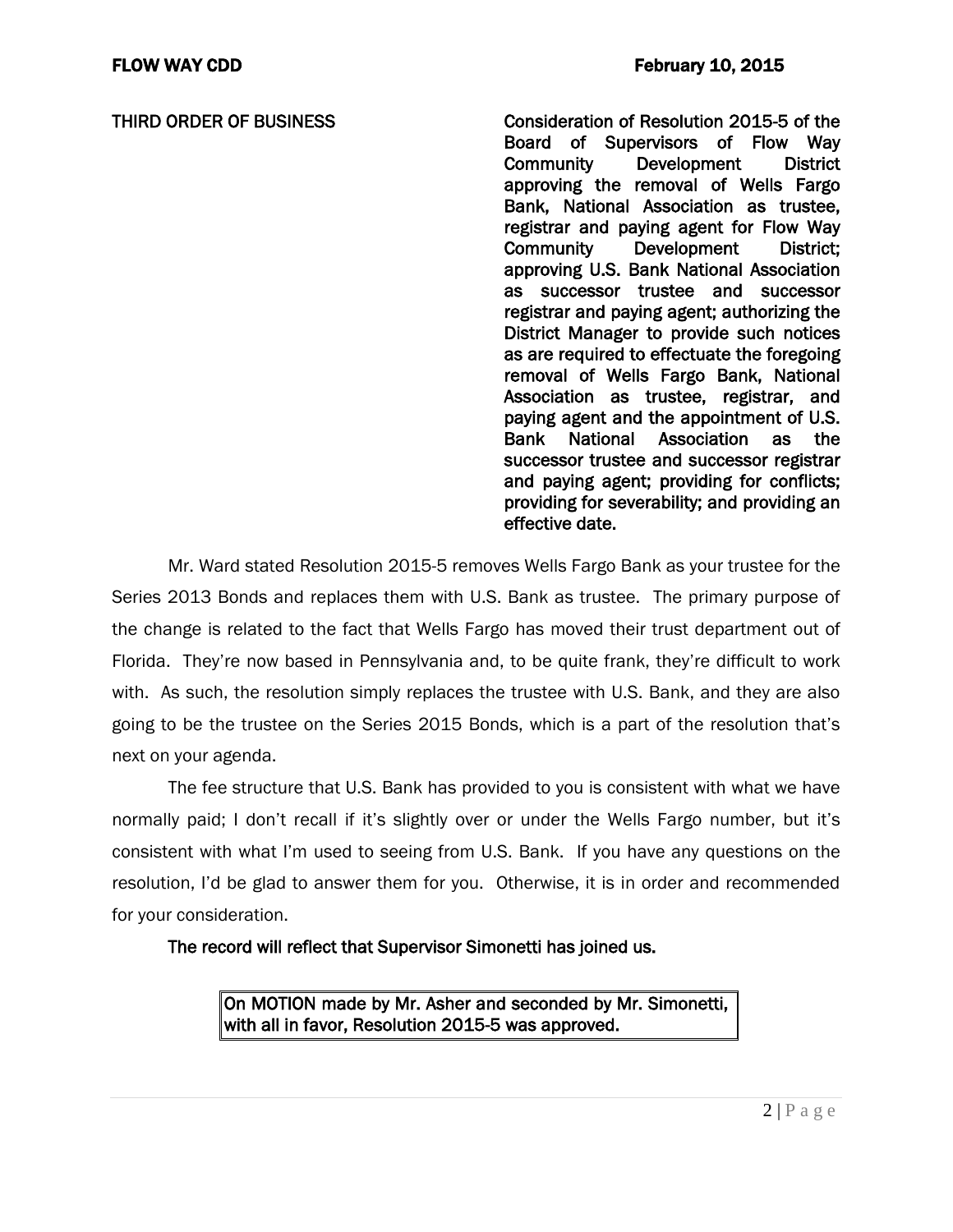**THIRD ORDER OF BUSINESS** — **Consideration of Resolution 2015-5 of the Board of Supervisors of Flow Way Community Development District approving the removal of Wells Fargo Bank, National Association as trustee, registrar and paying agent for Flow Way Community Development District; approving U.S. Bank National Association as successor trustee and successor registrar and paying agent; authorizing the District Manager to provide such notices as are required to effectuate the foregoing removal of Wells Fargo Bank, National Association as trustee, registrar, and paying agent and the appointment of U.S. Bank National Association as the successor trustee and successor registrar and paying agent; providing for conflicts; providing for severability; and providing an effective date.**

Mr. Ward stated Resolution 2015-5 removes Wells Fargo Bank as your trustee for the Series 2013 Bonds and replaces them with U.S. Bank as trustee. The primary purpose of the change is related to the fact that Wells Fargo has moved their trust department out of Florida. They're now based in Pennsylvania and, to be quite frank, they're difficult to work with. As such, the resolution simply replaces the trustee with U.S. Bank, and they are also going to be the trustee on the Series 2015 Bonds, which is a part of the resolution that's next on your agenda.

The fee structure that U.S. Bank has provided to you is consistent with what we have normally paid; I don't recall if it's slightly over or under the Wells Fargo number, but it's consistent with what I'm used to seeing from U.S. Bank. If you have any questions on the resolution, I'd be glad to answer them for you. Otherwise, it is in order and recommended for your consideration.

**The record will reflect that Supervisor Simonetti has joined us.**

| On MOTION made by Mr. Asher and seconded by Mr. Simonetti, with all in favor, Resolution 2015-5 was approved. |
|---|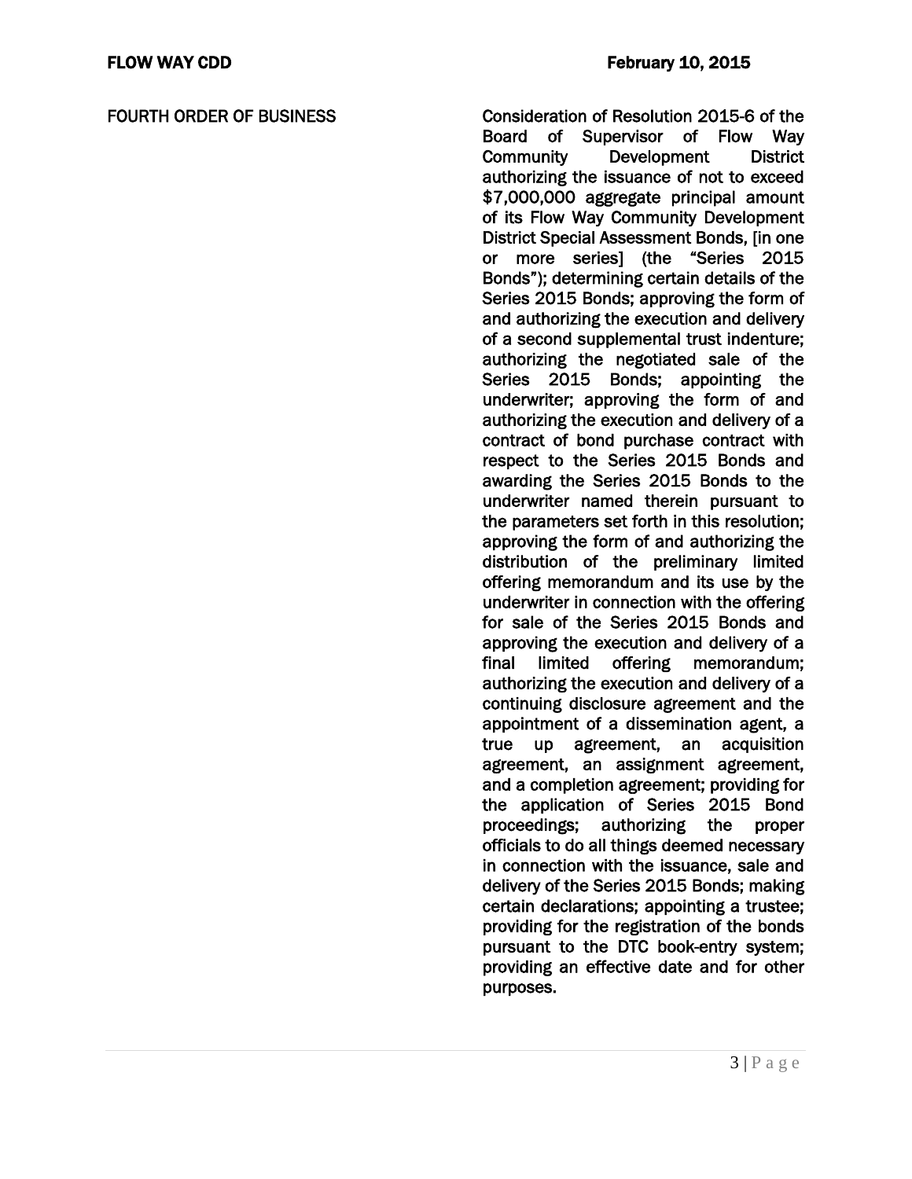FOURTH ORDER OF BUSINESS

**Consideration of Resolution 2015-6 of the Board of Supervisor of Flow Way Community Development District authorizing the issuance of not to exceed $7,000,000 aggregate principal amount of its Flow Way Community Development District Special Assessment Bonds, [in one or more series] (the "Series 2015 Bonds"); determining certain details of the Series 2015 Bonds; approving the form of and authorizing the execution and delivery of a second supplemental trust indenture; authorizing the negotiated sale of the Series 2015 Bonds; appointing the underwriter; approving the form of and authorizing the execution and delivery of a contract of bond purchase contract with respect to the Series 2015 Bonds and awarding the Series 2015 Bonds to the underwriter named therein pursuant to the parameters set forth in this resolution; approving the form of and authorizing the distribution of the preliminary limited offering memorandum and its use by the underwriter in connection with the offering for sale of the Series 2015 Bonds and approving the execution and delivery of a final limited offering memorandum; authorizing the execution and delivery of a continuing disclosure agreement and the appointment of a dissemination agent, a true up agreement, an acquisition agreement, an assignment agreement, and a completion agreement; providing for the application of Series 2015 Bond proceedings; authorizing the proper officials to do all things deemed necessary in connection with the issuance, sale and delivery of the Series 2015 Bonds; making certain declarations; appointing a trustee; providing for the registration of the bonds pursuant to the DTC book-entry system; providing an effective date and for other purposes.**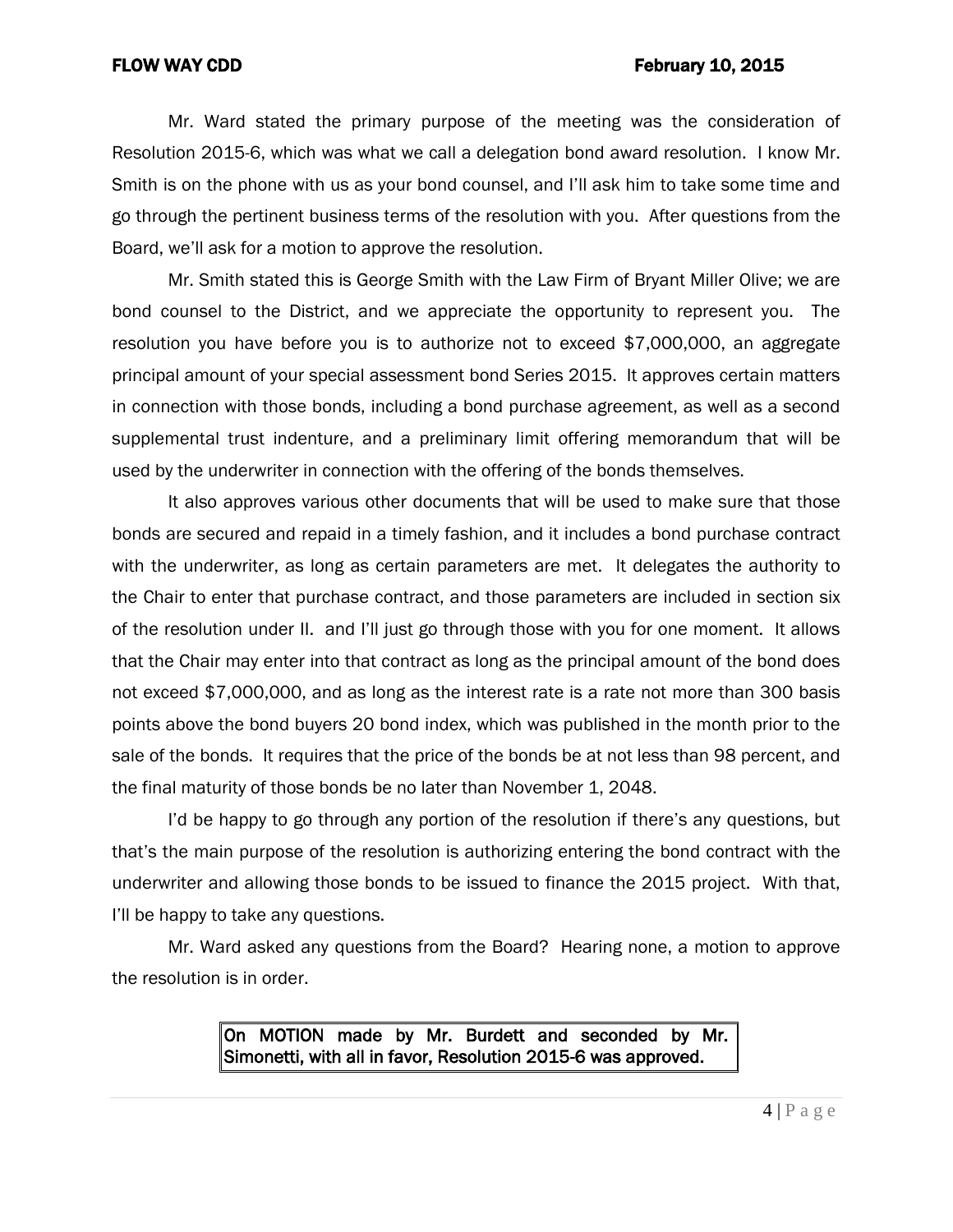Mr. Ward stated the primary purpose of the meeting was the consideration of Resolution 2015-6, which was what we call a delegation bond award resolution. I know Mr. Smith is on the phone with us as your bond counsel, and I'll ask him to take some time and go through the pertinent business terms of the resolution with you. After questions from the Board, we'll ask for a motion to approve the resolution.

Mr. Smith stated this is George Smith with the Law Firm of Bryant Miller Olive; we are bond counsel to the District, and we appreciate the opportunity to represent you. The resolution you have before you is to authorize not to exceed $7,000,000, an aggregate principal amount of your special assessment bond Series 2015. It approves certain matters in connection with those bonds, including a bond purchase agreement, as well as a second supplemental trust indenture, and a preliminary limit offering memorandum that will be used by the underwriter in connection with the offering of the bonds themselves.

It also approves various other documents that will be used to make sure that those bonds are secured and repaid in a timely fashion, and it includes a bond purchase contract with the underwriter, as long as certain parameters are met. It delegates the authority to the Chair to enter that purchase contract, and those parameters are included in section six of the resolution under II. and I'll just go through those with you for one moment. It allows that the Chair may enter into that contract as long as the principal amount of the bond does not exceed $7,000,000, and as long as the interest rate is a rate not more than 300 basis points above the bond buyers 20 bond index, which was published in the month prior to the sale of the bonds. It requires that the price of the bonds be at not less than 98 percent, and the final maturity of those bonds be no later than November 1, 2048.

I'd be happy to go through any portion of the resolution if there's any questions, but that's the main purpose of the resolution is authorizing entering the bond contract with the underwriter and allowing those bonds to be issued to finance the 2015 project. With that, I'll be happy to take any questions.

Mr. Ward asked any questions from the Board? Hearing none, a motion to approve the resolution is in order.

**On MOTION made by Mr. Burdett and seconded by Mr. Simonetti, with all in favor, Resolution 2015-6 was approved.**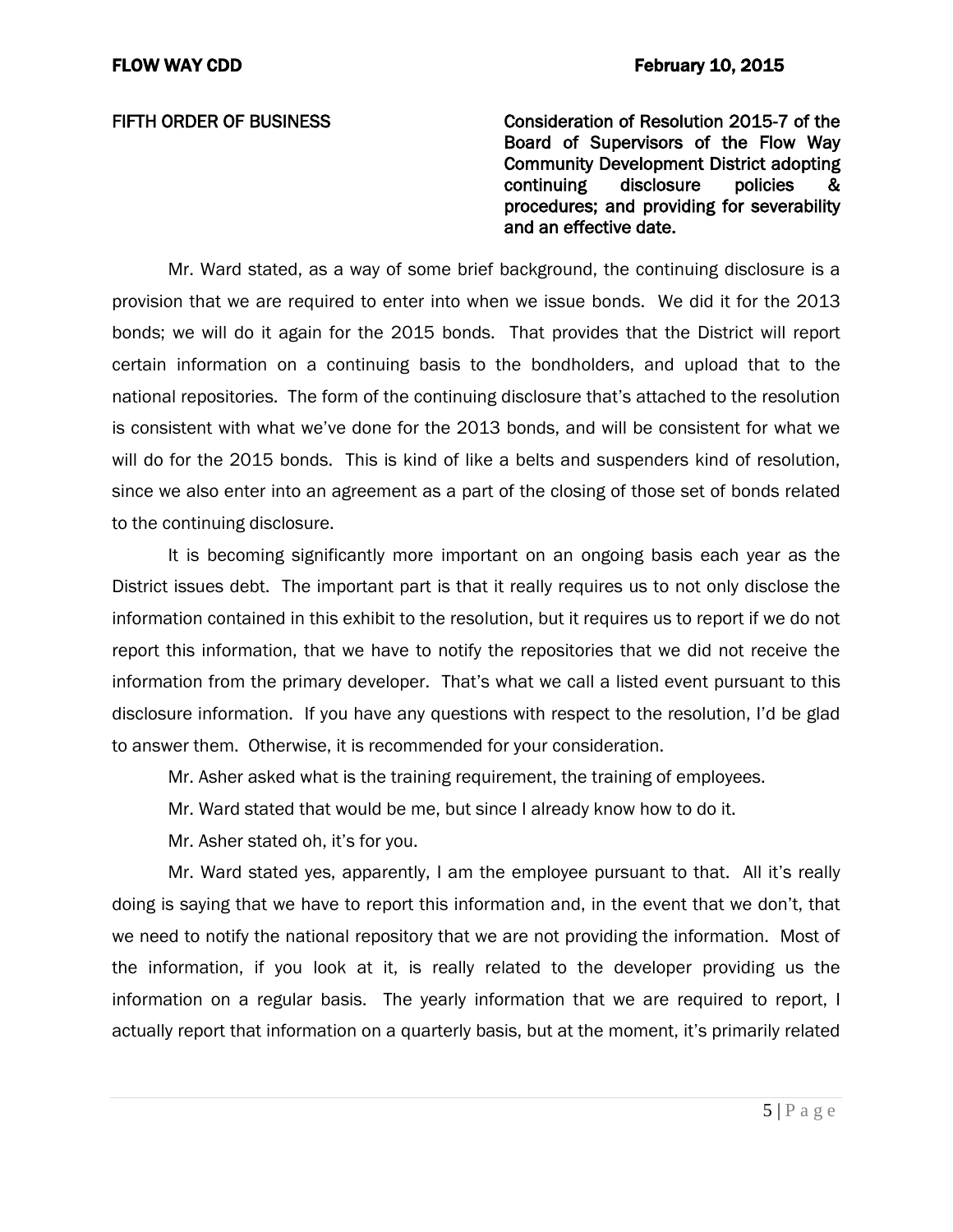**FIFTH ORDER OF BUSINESS** — **Consideration of Resolution 2015-7 of the Board of Supervisors of the Flow Way Community Development District adopting continuing disclosure policies & procedures; and providing for severability and an effective date.**

Mr. Ward stated, as a way of some brief background, the continuing disclosure is a provision that we are required to enter into when we issue bonds. We did it for the 2013 bonds; we will do it again for the 2015 bonds. That provides that the District will report certain information on a continuing basis to the bondholders, and upload that to the national repositories. The form of the continuing disclosure that's attached to the resolution is consistent with what we've done for the 2013 bonds, and will be consistent for what we will do for the 2015 bonds. This is kind of like a belts and suspenders kind of resolution, since we also enter into an agreement as a part of the closing of those set of bonds related to the continuing disclosure.

It is becoming significantly more important on an ongoing basis each year as the District issues debt. The important part is that it really requires us to not only disclose the information contained in this exhibit to the resolution, but it requires us to report if we do not report this information, that we have to notify the repositories that we did not receive the information from the primary developer. That's what we call a listed event pursuant to this disclosure information. If you have any questions with respect to the resolution, I'd be glad to answer them. Otherwise, it is recommended for your consideration.

Mr. Asher asked what is the training requirement, the training of employees.

Mr. Ward stated that would be me, but since I already know how to do it.

Mr. Asher stated oh, it's for you.

Mr. Ward stated yes, apparently, I am the employee pursuant to that. All it's really doing is saying that we have to report this information and, in the event that we don't, that we need to notify the national repository that we are not providing the information. Most of the information, if you look at it, is really related to the developer providing us the information on a regular basis. The yearly information that we are required to report, I actually report that information on a quarterly basis, but at the moment, it's primarily related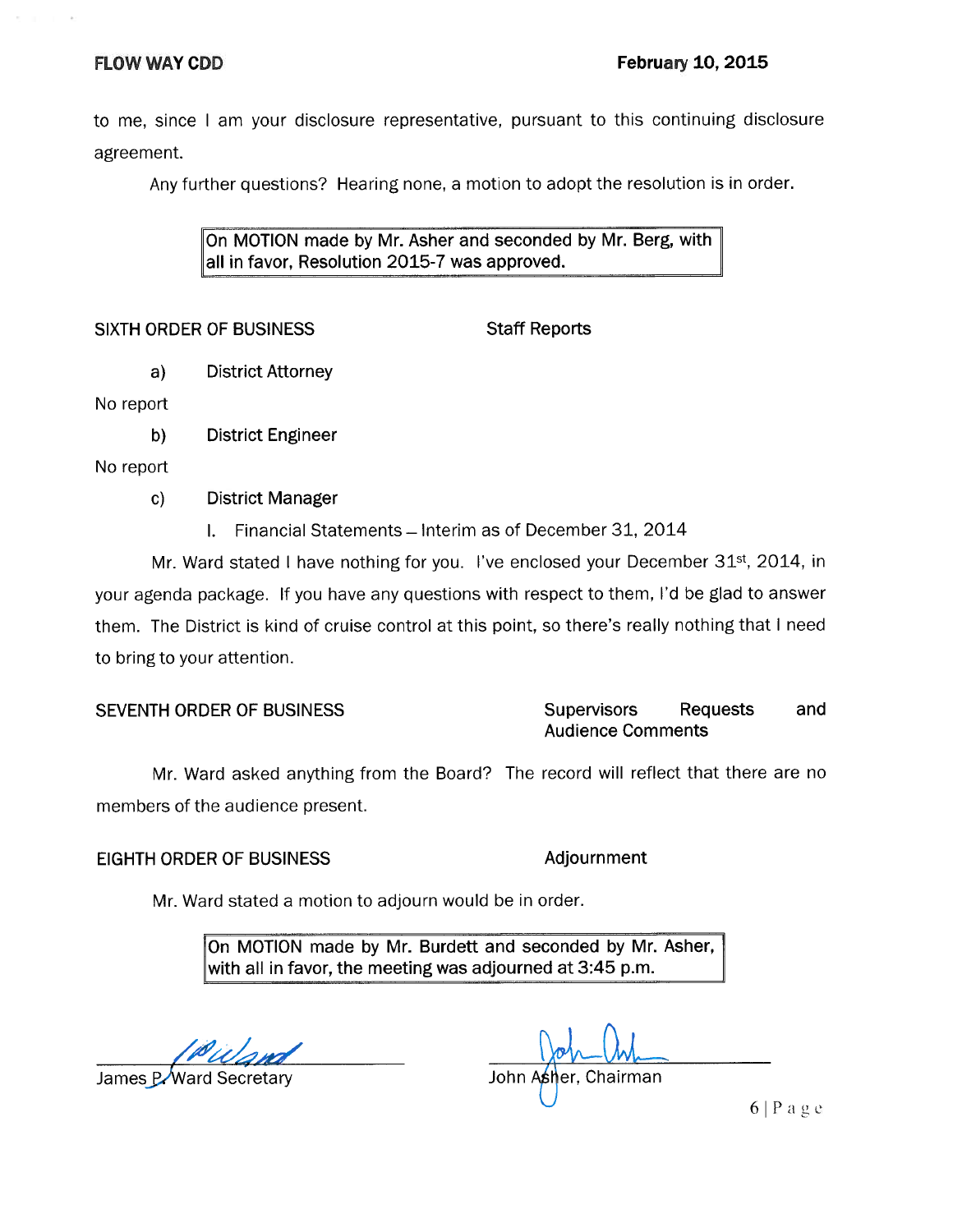to me, since I am your disclosure representative, pursuant to this continuing disclosure agreement.

Any further questions? Hearing none, a motion to adopt the resolution is in order.

> On MOTION made by Mr. Asher and seconded by Mr. Berg, with all in favor, Resolution 2015-7 was approved.

**SIXTH ORDER OF BUSINESS** — **Staff Reports**

a) District Attorney

No report

b) District Engineer

No report

c) District Manager

I. Financial Statements – Interim as of December 31, 2014

Mr. Ward stated I have nothing for you. I've enclosed your December 31st, 2014, in your agenda package. If you have any questions with respect to them, I'd be glad to answer them. The District is kind of cruise control at this point, so there's really nothing that I need to bring to your attention.

**SEVENTH ORDER OF BUSINESS** — **Supervisors Requests and Audience Comments**

Mr. Ward asked anything from the Board? The record will reflect that there are no members of the audience present.

**EIGHTH ORDER OF BUSINESS** — **Adjournment**

Mr. Ward stated a motion to adjourn would be in order.

> On MOTION made by Mr. Burdett and seconded by Mr. Asher, with all in favor, the meeting was adjourned at 3:45 p.m.

James P. Ward Secretary

John Asher, Chairman